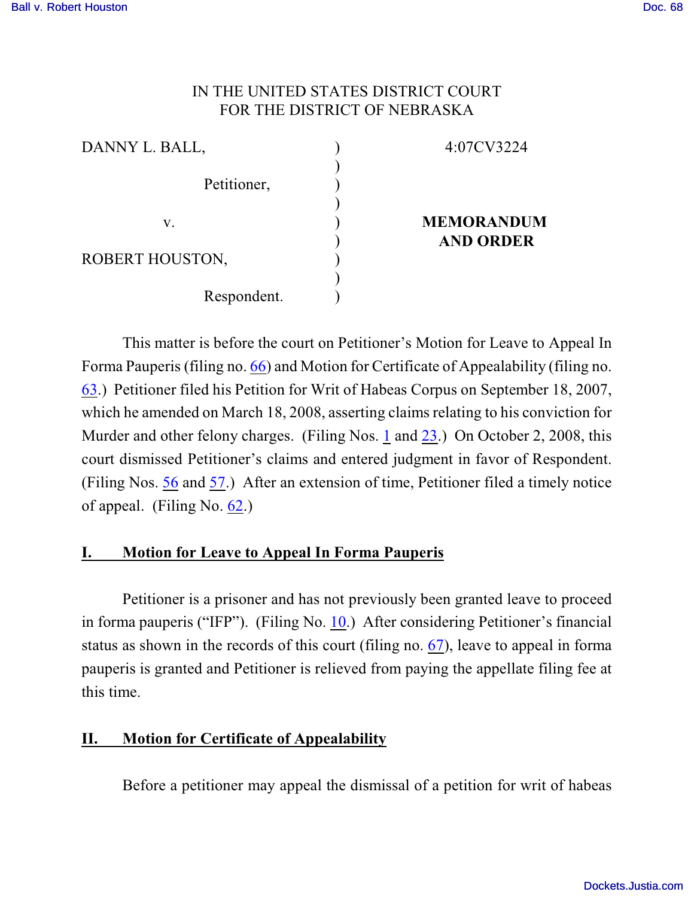IN THE UNITED STATES DISTRICT COURT
FOR THE DISTRICT OF NEBRASKA

| | | |
|---|---|---|
| DANNY L. BALL, | ) | 4:07CV3224 |
| Petitioner, | ) | |
| v. | ) | **MEMORANDUM AND ORDER** |
| ROBERT HOUSTON, | ) | |
| Respondent. | ) | |

This matter is before the court on Petitioner's Motion for Leave to Appeal In Forma Pauperis (filing no. 66) and Motion for Certificate of Appealability (filing no. 63.) Petitioner filed his Petition for Writ of Habeas Corpus on September 18, 2007, which he amended on March 18, 2008, asserting claims relating to his conviction for Murder and other felony charges. (Filing Nos. 1 and 23.) On October 2, 2008, this court dismissed Petitioner's claims and entered judgment in favor of Respondent. (Filing Nos. 56 and 57.) After an extension of time, Petitioner filed a timely notice of appeal. (Filing No. 62.)

## I. Motion for Leave to Appeal In Forma Pauperis

Petitioner is a prisoner and has not previously been granted leave to proceed in forma pauperis ("IFP"). (Filing No. 10.) After considering Petitioner's financial status as shown in the records of this court (filing no. 67), leave to appeal in forma pauperis is granted and Petitioner is relieved from paying the appellate filing fee at this time.

## II. Motion for Certificate of Appealability

Before a petitioner may appeal the dismissal of a petition for writ of habeas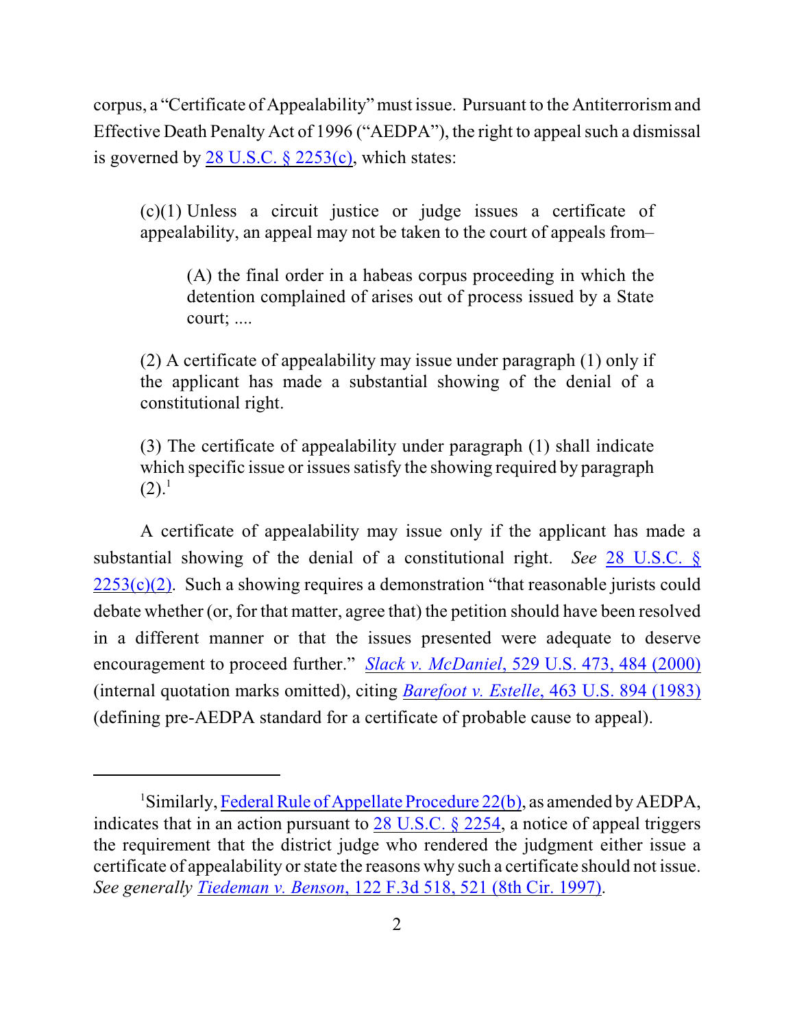corpus, a "Certificate of Appealability" must issue. Pursuant to the Antiterrorism and Effective Death Penalty Act of 1996 ("AEDPA"), the right to appeal such a dismissal is governed by 28 U.S.C. § 2253(c), which states:

> (c)(1) Unless a circuit justice or judge issues a certificate of appealability, an appeal may not be taken to the court of appeals from–
>
> > (A) the final order in a habeas corpus proceeding in which the detention complained of arises out of process issued by a State court; ....
>
> (2) A certificate of appealability may issue under paragraph (1) only if the applicant has made a substantial showing of the denial of a constitutional right.
>
> (3) The certificate of appealability under paragraph (1) shall indicate which specific issue or issues satisfy the showing required by paragraph (2).[1]

A certificate of appealability may issue only if the applicant has made a substantial showing of the denial of a constitutional right. *See* 28 U.S.C. § 2253(c)(2). Such a showing requires a demonstration "that reasonable jurists could debate whether (or, for that matter, agree that) the petition should have been resolved in a different manner or that the issues presented were adequate to deserve encouragement to proceed further." *Slack v. McDaniel*, 529 U.S. 473, 484 (2000) (internal quotation marks omitted), citing *Barefoot v. Estelle*, 463 U.S. 894 (1983) (defining pre-AEDPA standard for a certificate of probable cause to appeal).

---

[1] Similarly, Federal Rule of Appellate Procedure 22(b), as amended by AEDPA, indicates that in an action pursuant to 28 U.S.C. § 2254, a notice of appeal triggers the requirement that the district judge who rendered the judgment either issue a certificate of appealability or state the reasons why such a certificate should not issue. *See generally* *Tiedeman v. Benson*, 122 F.3d 518, 521 (8th Cir. 1997).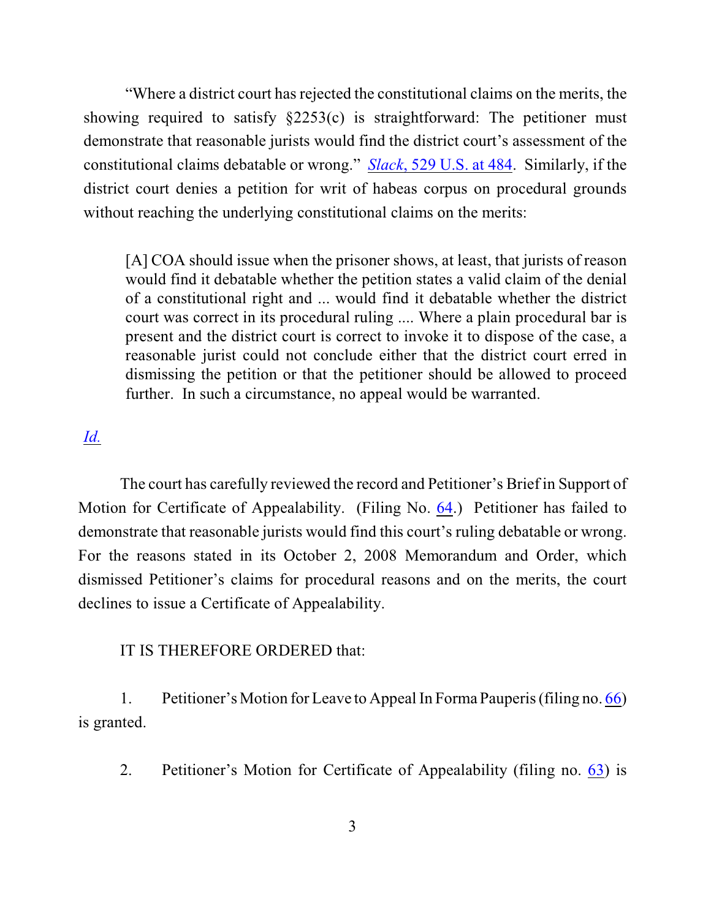"Where a district court has rejected the constitutional claims on the merits, the showing required to satisfy §2253(c) is straightforward: The petitioner must demonstrate that reasonable jurists would find the district court's assessment of the constitutional claims debatable or wrong." *Slack*, 529 U.S. at 484. Similarly, if the district court denies a petition for writ of habeas corpus on procedural grounds without reaching the underlying constitutional claims on the merits:

> [A] COA should issue when the prisoner shows, at least, that jurists of reason would find it debatable whether the petition states a valid claim of the denial of a constitutional right and ... would find it debatable whether the district court was correct in its procedural ruling .... Where a plain procedural bar is present and the district court is correct to invoke it to dispose of the case, a reasonable jurist could not conclude either that the district court erred in dismissing the petition or that the petitioner should be allowed to proceed further. In such a circumstance, no appeal would be warranted.

*Id.*

The court has carefully reviewed the record and Petitioner's Brief in Support of Motion for Certificate of Appealability. (Filing No. 64.) Petitioner has failed to demonstrate that reasonable jurists would find this court's ruling debatable or wrong. For the reasons stated in its October 2, 2008 Memorandum and Order, which dismissed Petitioner's claims for procedural reasons and on the merits, the court declines to issue a Certificate of Appealability.

IT IS THEREFORE ORDERED that:

1. Petitioner's Motion for Leave to Appeal In Forma Pauperis (filing no. 66) is granted.

2. Petitioner's Motion for Certificate of Appealability (filing no. 63) is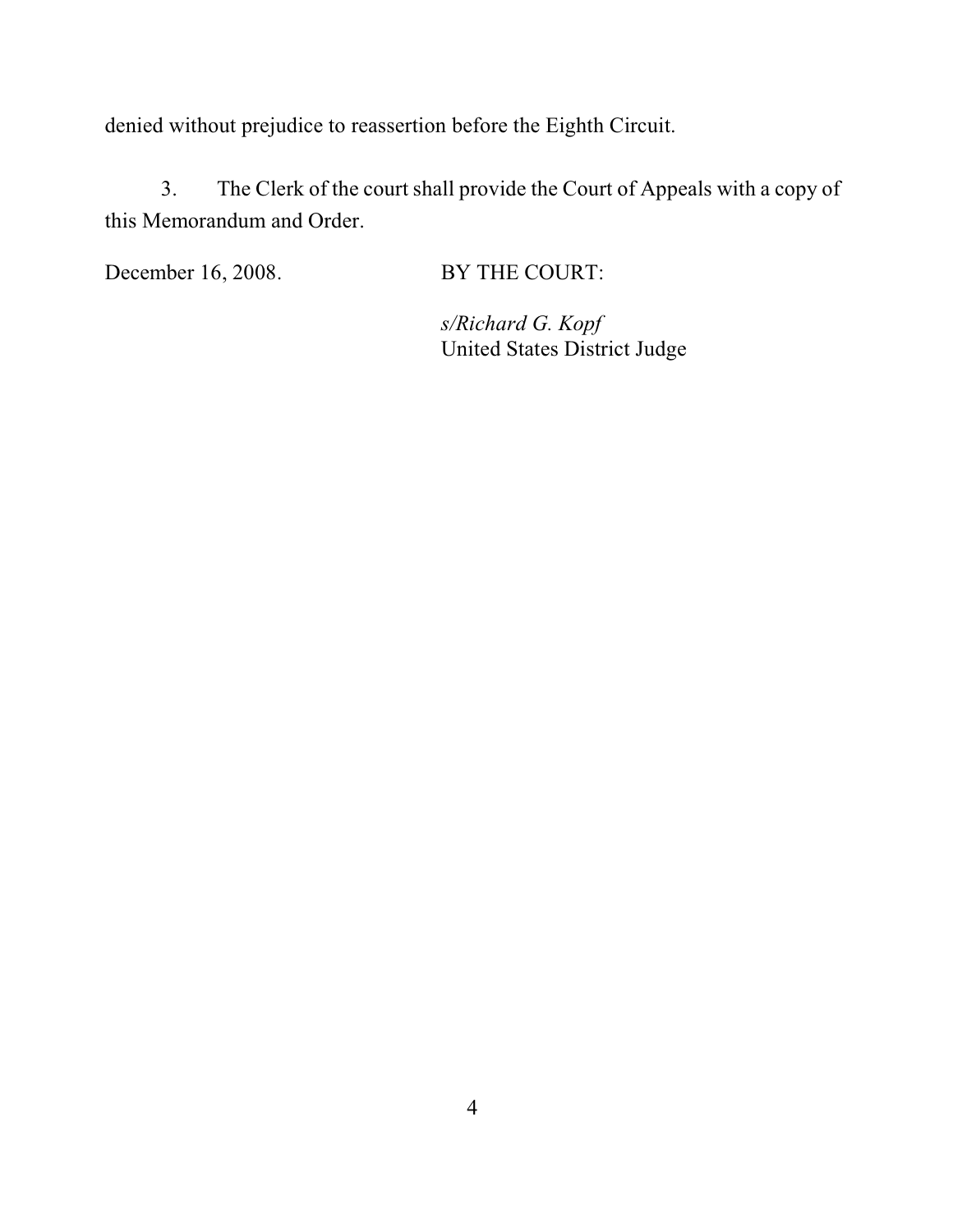denied without prejudice to reassertion before the Eighth Circuit.

3. The Clerk of the court shall provide the Court of Appeals with a copy of this Memorandum and Order.

December 16, 2008.

BY THE COURT:

*s/Richard G. Kopf*
United States District Judge